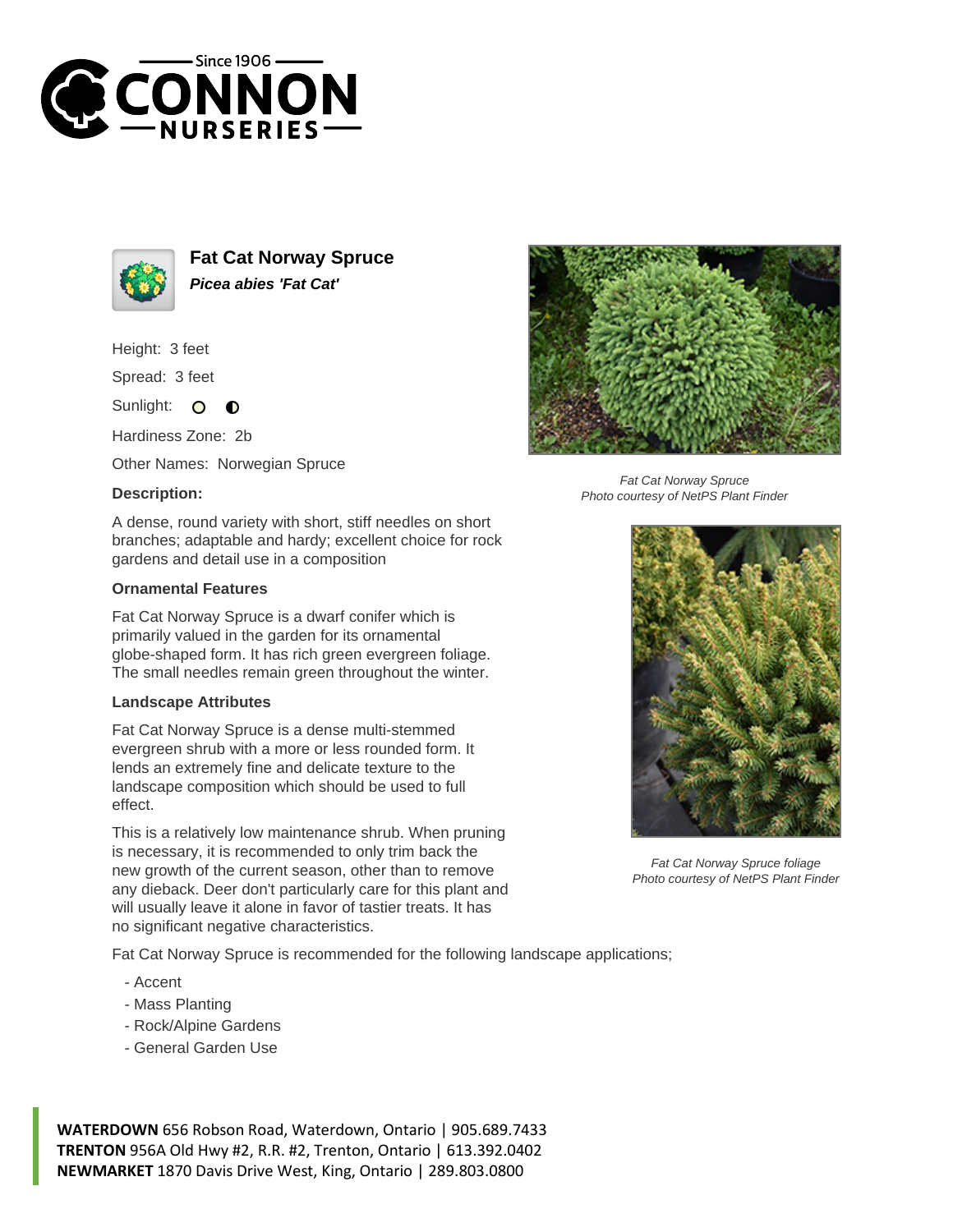# Fat Cat Norway Spruce

***Picea abies 'Fat Cat'***

Height: 3 feet

Spread: 3 feet

Sunlight:

Hardiness Zone: 2b

Other Names: Norwegian Spruce

**Description:**

A dense, round variety with short, stiff needles on short branches; adaptable and hardy; excellent choice for rock gardens and detail use in a composition

### Ornamental Features

Fat Cat Norway Spruce is a dwarf conifer which is primarily valued in the garden for its ornamental globe-shaped form. It has rich green evergreen foliage. The small needles remain green throughout the winter.

### Landscape Attributes

Fat Cat Norway Spruce is a dense multi-stemmed evergreen shrub with a more or less rounded form. It lends an extremely fine and delicate texture to the landscape composition which should be used to full effect.

This is a relatively low maintenance shrub. When pruning is necessary, it is recommended to only trim back the new growth of the current season, other than to remove any dieback. Deer don't particularly care for this plant and will usually leave it alone in favor of tastier treats. It has no significant negative characteristics.

Fat Cat Norway Spruce is recommended for the following landscape applications;

- Accent
- Mass Planting
- Rock/Alpine Gardens
- General Garden Use

*Fat Cat Norway Spruce*
*Photo courtesy of NetPS Plant Finder*

*Fat Cat Norway Spruce foliage*
*Photo courtesy of NetPS Plant Finder*

**WATERDOWN** 656 Robson Road, Waterdown, Ontario | 905.689.7433
**TRENTON** 956A Old Hwy #2, R.R. #2, Trenton, Ontario | 613.392.0402
**NEWMARKET** 1870 Davis Drive West, King, Ontario | 289.803.0800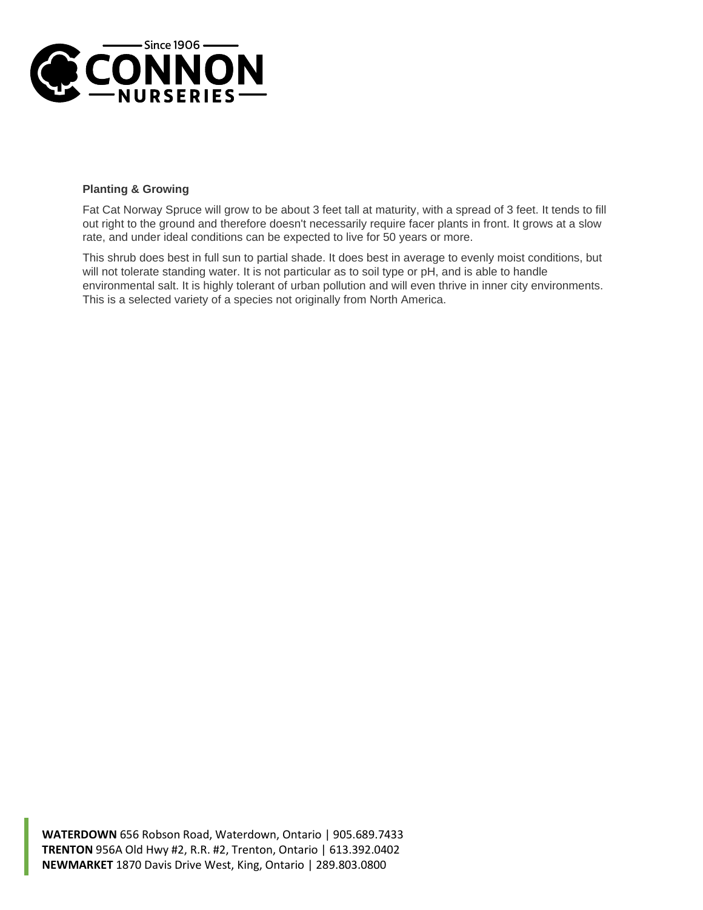### Planting & Growing

Fat Cat Norway Spruce will grow to be about 3 feet tall at maturity, with a spread of 3 feet. It tends to fill out right to the ground and therefore doesn't necessarily require facer plants in front. It grows at a slow rate, and under ideal conditions can be expected to live for 50 years or more.

This shrub does best in full sun to partial shade. It does best in average to evenly moist conditions, but will not tolerate standing water. It is not particular as to soil type or pH, and is able to handle environmental salt. It is highly tolerant of urban pollution and will even thrive in inner city environments. This is a selected variety of a species not originally from North America.